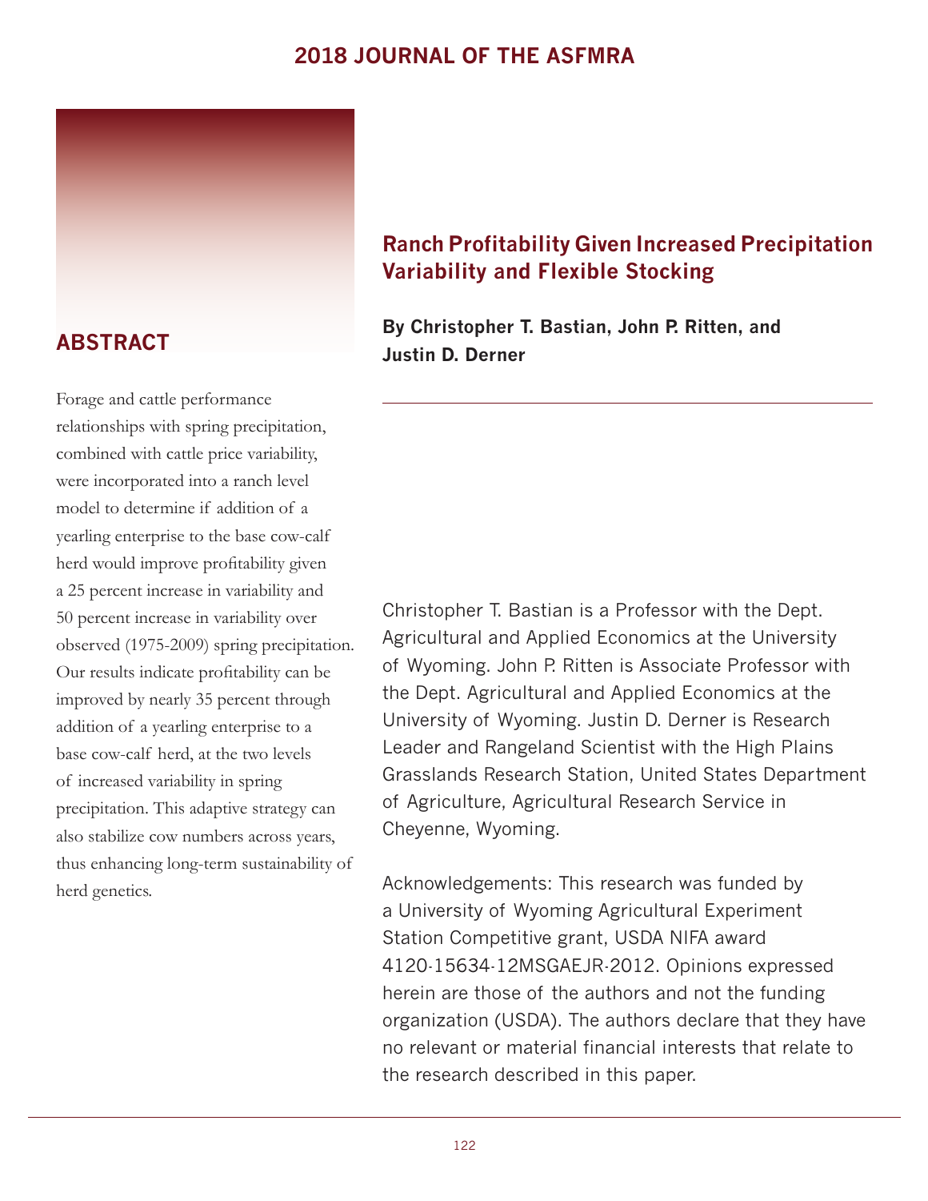# Ranch Profitability Given Increased Precipitation Variability and Flexible Stocking

**By Christopher T. Bastian, John P. Ritten, and Justin D. Derner**

## ABSTRACT

Forage and cattle performance relationships with spring precipitation, combined with cattle price variability, were incorporated into a ranch level model to determine if addition of a yearling enterprise to the base cow-calf herd would improve profitability given a 25 percent increase in variability and 50 percent increase in variability over observed (1975-2009) spring precipitation. Our results indicate profitability can be improved by nearly 35 percent through addition of a yearling enterprise to a base cow-calf herd, at the two levels of increased variability in spring precipitation. This adaptive strategy can also stabilize cow numbers across years, thus enhancing long-term sustainability of herd genetics.

Christopher T. Bastian is a Professor with the Dept. Agricultural and Applied Economics at the University of Wyoming. John P. Ritten is Associate Professor with the Dept. Agricultural and Applied Economics at the University of Wyoming. Justin D. Derner is Research Leader and Rangeland Scientist with the High Plains Grasslands Research Station, United States Department of Agriculture, Agricultural Research Service in Cheyenne, Wyoming.

Acknowledgements: This research was funded by a University of Wyoming Agricultural Experiment Station Competitive grant, USDA NIFA award 4120-15634-12MSGAEJR-2012. Opinions expressed herein are those of the authors and not the funding organization (USDA). The authors declare that they have no relevant or material financial interests that relate to the research described in this paper.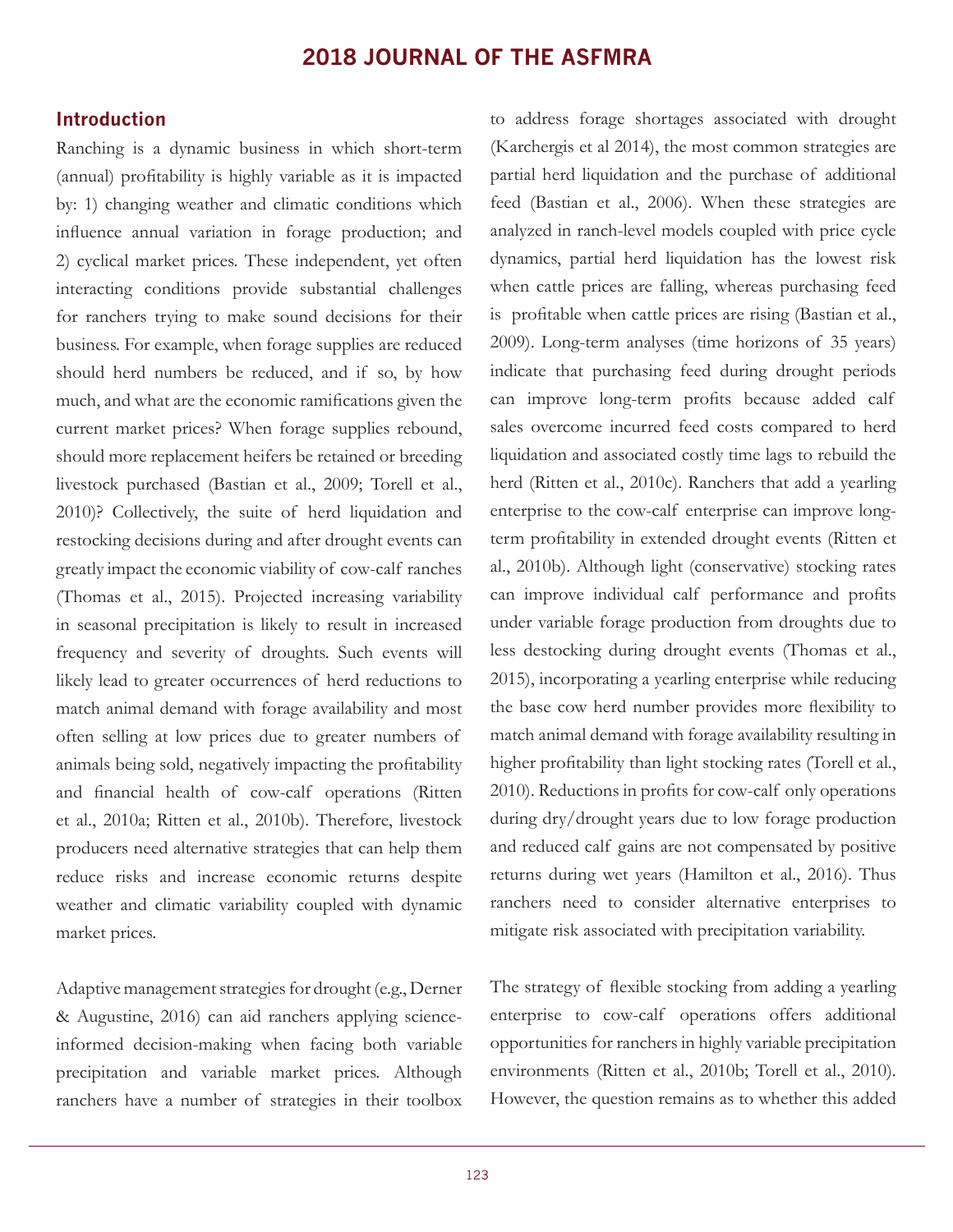## Introduction

Ranching is a dynamic business in which short-term (annual) profitability is highly variable as it is impacted by: 1) changing weather and climatic conditions which influence annual variation in forage production; and 2) cyclical market prices. These independent, yet often interacting conditions provide substantial challenges for ranchers trying to make sound decisions for their business. For example, when forage supplies are reduced should herd numbers be reduced, and if so, by how much, and what are the economic ramifications given the current market prices? When forage supplies rebound, should more replacement heifers be retained or breeding livestock purchased (Bastian et al., 2009; Torell et al., 2010)? Collectively, the suite of herd liquidation and restocking decisions during and after drought events can greatly impact the economic viability of cow-calf ranches (Thomas et al., 2015). Projected increasing variability in seasonal precipitation is likely to result in increased frequency and severity of droughts. Such events will likely lead to greater occurrences of herd reductions to match animal demand with forage availability and most often selling at low prices due to greater numbers of animals being sold, negatively impacting the profitability and financial health of cow-calf operations (Ritten et al., 2010a; Ritten et al., 2010b). Therefore, livestock producers need alternative strategies that can help them reduce risks and increase economic returns despite weather and climatic variability coupled with dynamic market prices.

Adaptive management strategies for drought (e.g., Derner & Augustine, 2016) can aid ranchers applying science-informed decision-making when facing both variable precipitation and variable market prices. Although ranchers have a number of strategies in their toolbox to address forage shortages associated with drought (Karchergis et al 2014), the most common strategies are partial herd liquidation and the purchase of additional feed (Bastian et al., 2006). When these strategies are analyzed in ranch-level models coupled with price cycle dynamics, partial herd liquidation has the lowest risk when cattle prices are falling, whereas purchasing feed is profitable when cattle prices are rising (Bastian et al., 2009). Long-term analyses (time horizons of 35 years) indicate that purchasing feed during drought periods can improve long-term profits because added calf sales overcome incurred feed costs compared to herd liquidation and associated costly time lags to rebuild the herd (Ritten et al., 2010c). Ranchers that add a yearling enterprise to the cow-calf enterprise can improve long-term profitability in extended drought events (Ritten et al., 2010b). Although light (conservative) stocking rates can improve individual calf performance and profits under variable forage production from droughts due to less destocking during drought events (Thomas et al., 2015), incorporating a yearling enterprise while reducing the base cow herd number provides more flexibility to match animal demand with forage availability resulting in higher profitability than light stocking rates (Torell et al., 2010). Reductions in profits for cow-calf only operations during dry/drought years due to low forage production and reduced calf gains are not compensated by positive returns during wet years (Hamilton et al., 2016). Thus ranchers need to consider alternative enterprises to mitigate risk associated with precipitation variability.

The strategy of flexible stocking from adding a yearling enterprise to cow-calf operations offers additional opportunities for ranchers in highly variable precipitation environments (Ritten et al., 2010b; Torell et al., 2010). However, the question remains as to whether this added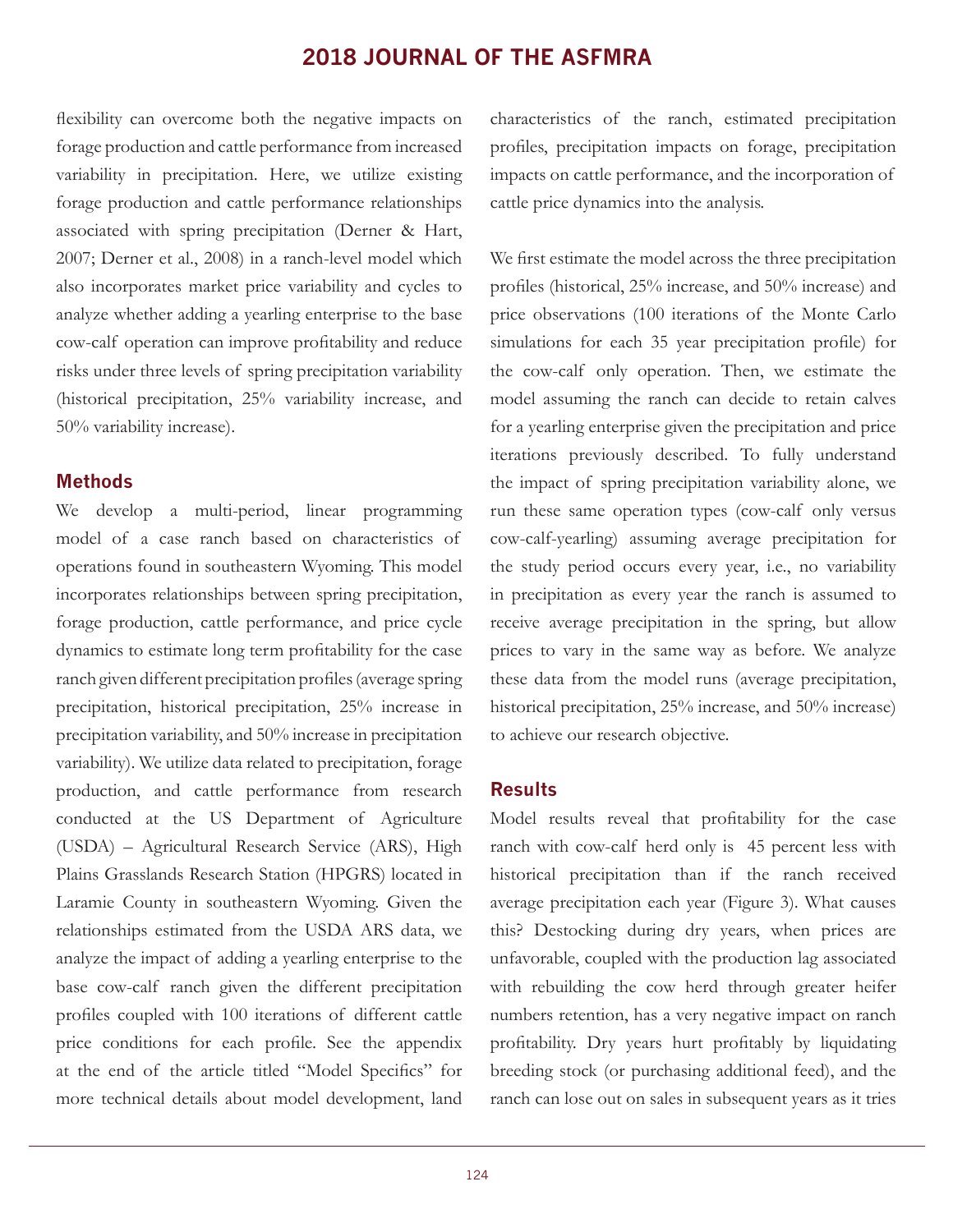flexibility can overcome both the negative impacts on forage production and cattle performance from increased variability in precipitation. Here, we utilize existing forage production and cattle performance relationships associated with spring precipitation (Derner & Hart, 2007; Derner et al., 2008) in a ranch-level model which also incorporates market price variability and cycles to analyze whether adding a yearling enterprise to the base cow-calf operation can improve profitability and reduce risks under three levels of spring precipitation variability (historical precipitation, 25% variability increase, and 50% variability increase).

## Methods

We develop a multi-period, linear programming model of a case ranch based on characteristics of operations found in southeastern Wyoming. This model incorporates relationships between spring precipitation, forage production, cattle performance, and price cycle dynamics to estimate long term profitability for the case ranch given different precipitation profiles (average spring precipitation, historical precipitation, 25% increase in precipitation variability, and 50% increase in precipitation variability). We utilize data related to precipitation, forage production, and cattle performance from research conducted at the US Department of Agriculture (USDA) – Agricultural Research Service (ARS), High Plains Grasslands Research Station (HPGRS) located in Laramie County in southeastern Wyoming. Given the relationships estimated from the USDA ARS data, we analyze the impact of adding a yearling enterprise to the base cow-calf ranch given the different precipitation profiles coupled with 100 iterations of different cattle price conditions for each profile. See the appendix at the end of the article titled "Model Specifics" for more technical details about model development, land characteristics of the ranch, estimated precipitation profiles, precipitation impacts on forage, precipitation impacts on cattle performance, and the incorporation of cattle price dynamics into the analysis.

We first estimate the model across the three precipitation profiles (historical, 25% increase, and 50% increase) and price observations (100 iterations of the Monte Carlo simulations for each 35 year precipitation profile) for the cow-calf only operation. Then, we estimate the model assuming the ranch can decide to retain calves for a yearling enterprise given the precipitation and price iterations previously described. To fully understand the impact of spring precipitation variability alone, we run these same operation types (cow-calf only versus cow-calf-yearling) assuming average precipitation for the study period occurs every year, i.e., no variability in precipitation as every year the ranch is assumed to receive average precipitation in the spring, but allow prices to vary in the same way as before. We analyze these data from the model runs (average precipitation, historical precipitation, 25% increase, and 50% increase) to achieve our research objective.

## Results

Model results reveal that profitability for the case ranch with cow-calf herd only is 45 percent less with historical precipitation than if the ranch received average precipitation each year (Figure 3). What causes this? Destocking during dry years, when prices are unfavorable, coupled with the production lag associated with rebuilding the cow herd through greater heifer numbers retention, has a very negative impact on ranch profitability. Dry years hurt profitably by liquidating breeding stock (or purchasing additional feed), and the ranch can lose out on sales in subsequent years as it tries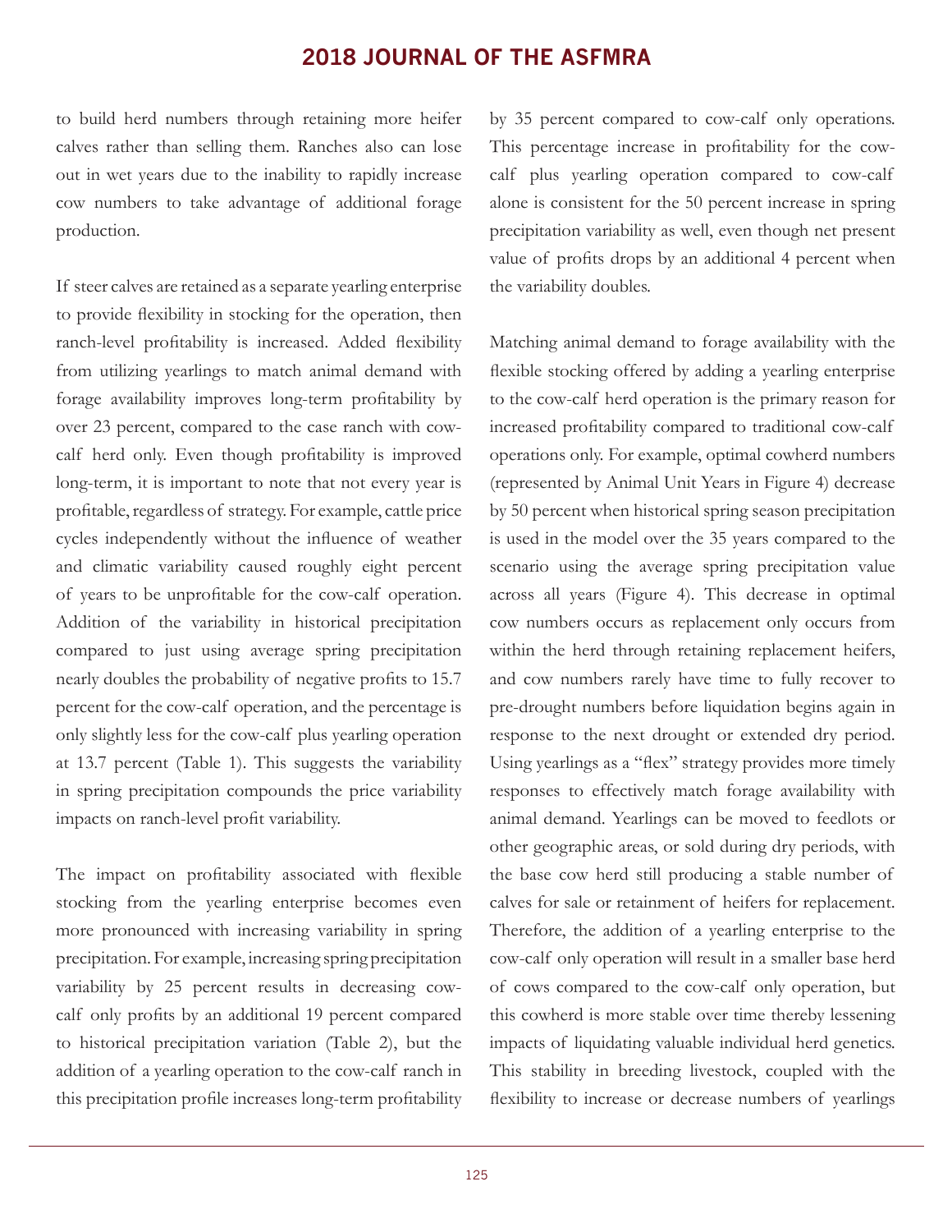to build herd numbers through retaining more heifer calves rather than selling them. Ranches also can lose out in wet years due to the inability to rapidly increase cow numbers to take advantage of additional forage production.

If steer calves are retained as a separate yearling enterprise to provide flexibility in stocking for the operation, then ranch-level profitability is increased. Added flexibility from utilizing yearlings to match animal demand with forage availability improves long-term profitability by over 23 percent, compared to the case ranch with cow-calf herd only. Even though profitability is improved long-term, it is important to note that not every year is profitable, regardless of strategy. For example, cattle price cycles independently without the influence of weather and climatic variability caused roughly eight percent of years to be unprofitable for the cow-calf operation. Addition of the variability in historical precipitation compared to just using average spring precipitation nearly doubles the probability of negative profits to 15.7 percent for the cow-calf operation, and the percentage is only slightly less for the cow-calf plus yearling operation at 13.7 percent (Table 1). This suggests the variability in spring precipitation compounds the price variability impacts on ranch-level profit variability.

The impact on profitability associated with flexible stocking from the yearling enterprise becomes even more pronounced with increasing variability in spring precipitation. For example, increasing spring precipitation variability by 25 percent results in decreasing cow-calf only profits by an additional 19 percent compared to historical precipitation variation (Table 2), but the addition of a yearling operation to the cow-calf ranch in this precipitation profile increases long-term profitability by 35 percent compared to cow-calf only operations. This percentage increase in profitability for the cow-calf plus yearling operation compared to cow-calf alone is consistent for the 50 percent increase in spring precipitation variability as well, even though net present value of profits drops by an additional 4 percent when the variability doubles.

Matching animal demand to forage availability with the flexible stocking offered by adding a yearling enterprise to the cow-calf herd operation is the primary reason for increased profitability compared to traditional cow-calf operations only. For example, optimal cowherd numbers (represented by Animal Unit Years in Figure 4) decrease by 50 percent when historical spring season precipitation is used in the model over the 35 years compared to the scenario using the average spring precipitation value across all years (Figure 4). This decrease in optimal cow numbers occurs as replacement only occurs from within the herd through retaining replacement heifers, and cow numbers rarely have time to fully recover to pre-drought numbers before liquidation begins again in response to the next drought or extended dry period. Using yearlings as a "flex" strategy provides more timely responses to effectively match forage availability with animal demand. Yearlings can be moved to feedlots or other geographic areas, or sold during dry periods, with the base cow herd still producing a stable number of calves for sale or retainment of heifers for replacement. Therefore, the addition of a yearling enterprise to the cow-calf only operation will result in a smaller base herd of cows compared to the cow-calf only operation, but this cowherd is more stable over time thereby lessening impacts of liquidating valuable individual herd genetics. This stability in breeding livestock, coupled with the flexibility to increase or decrease numbers of yearlings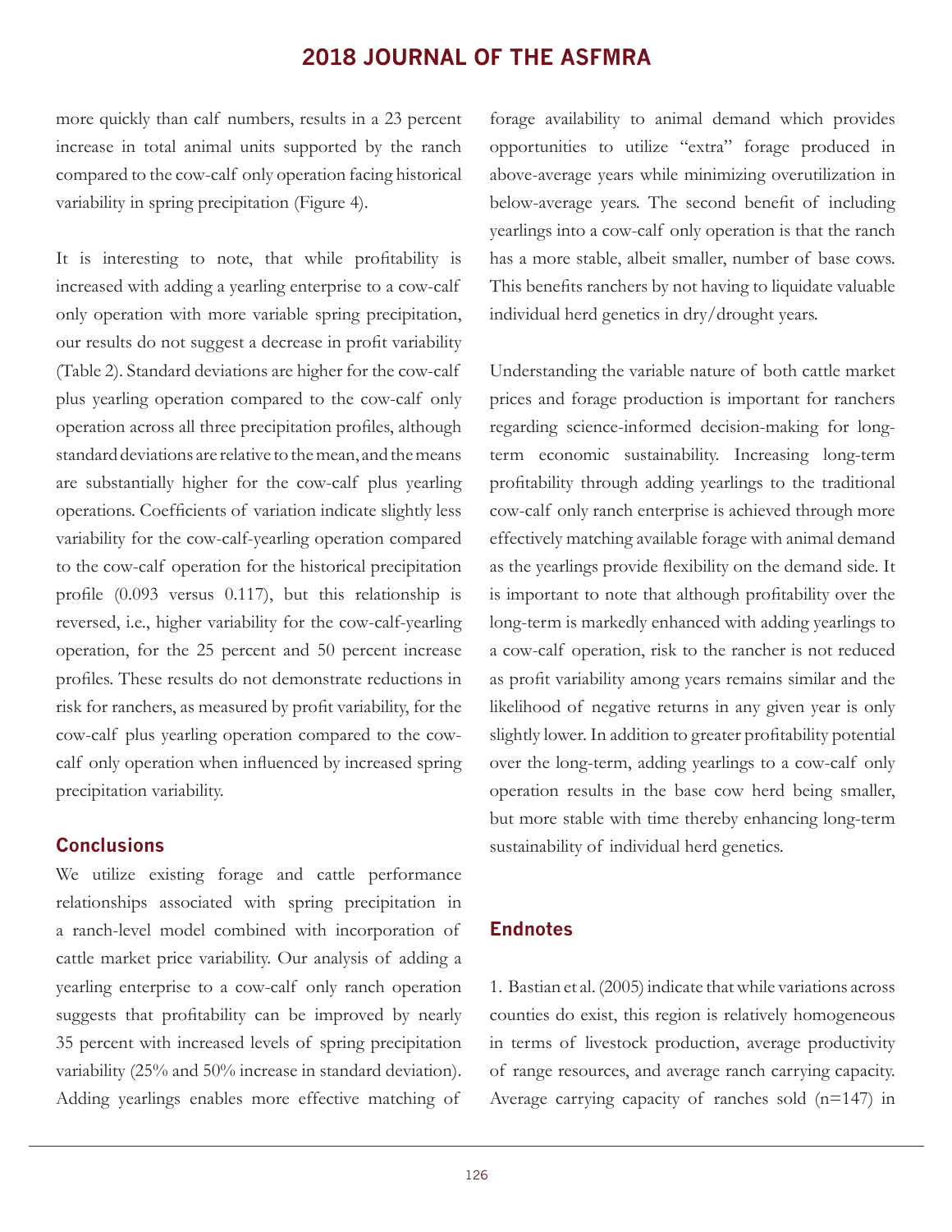more quickly than calf numbers, results in a 23 percent increase in total animal units supported by the ranch compared to the cow-calf only operation facing historical variability in spring precipitation (Figure 4).

It is interesting to note, that while profitability is increased with adding a yearling enterprise to a cow-calf only operation with more variable spring precipitation, our results do not suggest a decrease in profit variability (Table 2). Standard deviations are higher for the cow-calf plus yearling operation compared to the cow-calf only operation across all three precipitation profiles, although standard deviations are relative to the mean, and the means are substantially higher for the cow-calf plus yearling operations. Coefficients of variation indicate slightly less variability for the cow-calf-yearling operation compared to the cow-calf operation for the historical precipitation profile (0.093 versus 0.117), but this relationship is reversed, i.e., higher variability for the cow-calf-yearling operation, for the 25 percent and 50 percent increase profiles. These results do not demonstrate reductions in risk for ranchers, as measured by profit variability, for the cow-calf plus yearling operation compared to the cow-calf only operation when influenced by increased spring precipitation variability.

## Conclusions

We utilize existing forage and cattle performance relationships associated with spring precipitation in a ranch-level model combined with incorporation of cattle market price variability. Our analysis of adding a yearling enterprise to a cow-calf only ranch operation suggests that profitability can be improved by nearly 35 percent with increased levels of spring precipitation variability (25% and 50% increase in standard deviation). Adding yearlings enables more effective matching of forage availability to animal demand which provides opportunities to utilize "extra" forage produced in above-average years while minimizing overutilization in below-average years. The second benefit of including yearlings into a cow-calf only operation is that the ranch has a more stable, albeit smaller, number of base cows. This benefits ranchers by not having to liquidate valuable individual herd genetics in dry/drought years.

Understanding the variable nature of both cattle market prices and forage production is important for ranchers regarding science-informed decision-making for long-term economic sustainability. Increasing long-term profitability through adding yearlings to the traditional cow-calf only ranch enterprise is achieved through more effectively matching available forage with animal demand as the yearlings provide flexibility on the demand side. It is important to note that although profitability over the long-term is markedly enhanced with adding yearlings to a cow-calf operation, risk to the rancher is not reduced as profit variability among years remains similar and the likelihood of negative returns in any given year is only slightly lower. In addition to greater profitability potential over the long-term, adding yearlings to a cow-calf only operation results in the base cow herd being smaller, but more stable with time thereby enhancing long-term sustainability of individual herd genetics.

## Endnotes

1. Bastian et al. (2005) indicate that while variations across counties do exist, this region is relatively homogeneous in terms of livestock production, average productivity of range resources, and average ranch carrying capacity. Average carrying capacity of ranches sold (n=147) in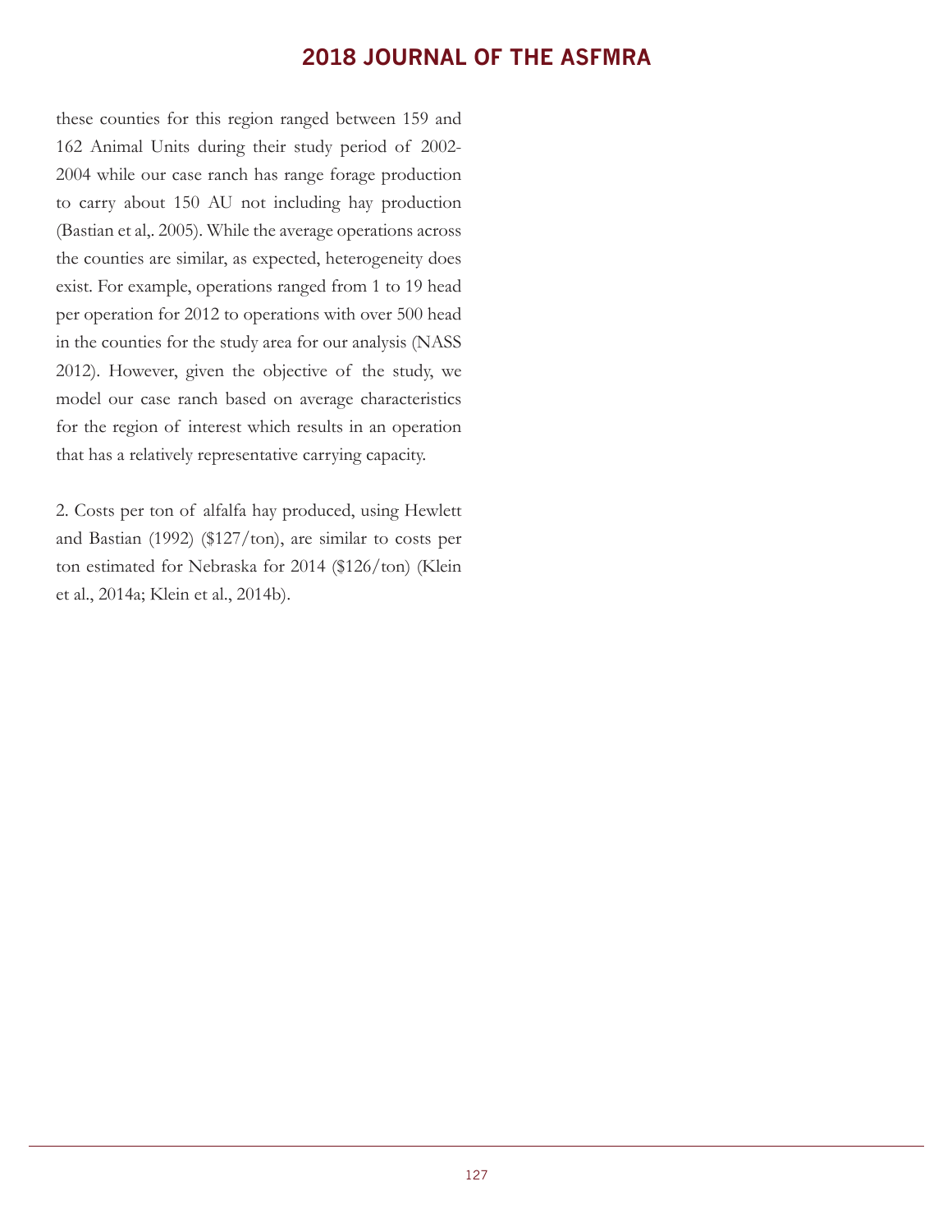these counties for this region ranged between 159 and 162 Animal Units during their study period of 2002-2004 while our case ranch has range forage production to carry about 150 AU not including hay production (Bastian et al,. 2005). While the average operations across the counties are similar, as expected, heterogeneity does exist. For example, operations ranged from 1 to 19 head per operation for 2012 to operations with over 500 head in the counties for the study area for our analysis (NASS 2012). However, given the objective of the study, we model our case ranch based on average characteristics for the region of interest which results in an operation that has a relatively representative carrying capacity.

2. Costs per ton of alfalfa hay produced, using Hewlett and Bastian (1992) ($127/ton), are similar to costs per ton estimated for Nebraska for 2014 ($126/ton) (Klein et al., 2014a; Klein et al., 2014b).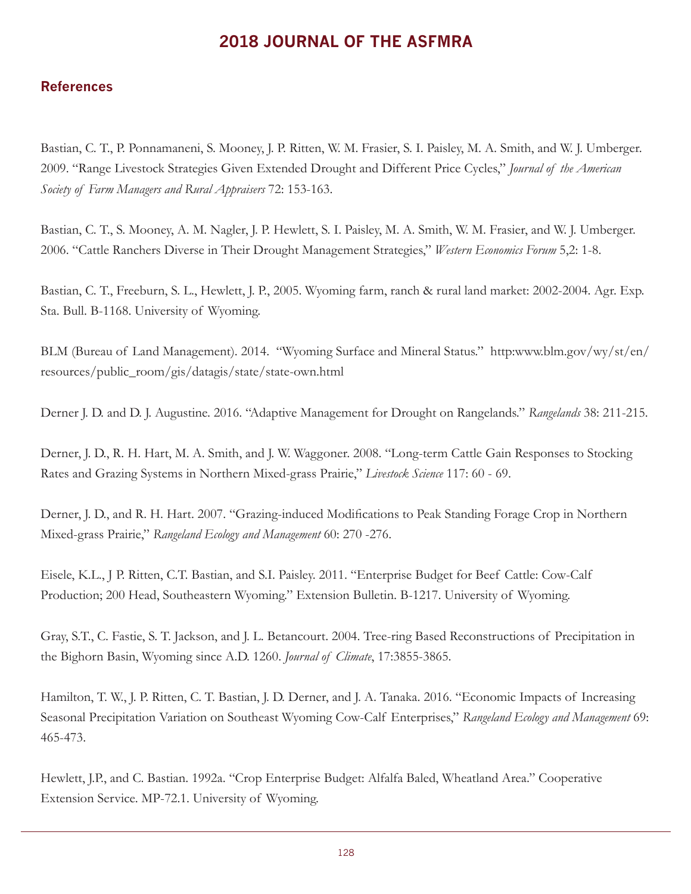## References

Bastian, C. T., P. Ponnamaneni, S. Mooney, J. P. Ritten, W. M. Frasier, S. I. Paisley, M. A. Smith, and W. J. Umberger. 2009. "Range Livestock Strategies Given Extended Drought and Different Price Cycles," *Journal of the American Society of Farm Managers and Rural Appraisers* 72: 153-163.

Bastian, C. T., S. Mooney, A. M. Nagler, J. P. Hewlett, S. I. Paisley, M. A. Smith, W. M. Frasier, and W. J. Umberger. 2006. "Cattle Ranchers Diverse in Their Drought Management Strategies," *Western Economics Forum* 5,2: 1-8.

Bastian, C. T., Freeburn, S. L., Hewlett, J. P., 2005. Wyoming farm, ranch & rural land market: 2002-2004. Agr. Exp. Sta. Bull. B-1168. University of Wyoming.

BLM (Bureau of Land Management). 2014. "Wyoming Surface and Mineral Status." http:www.blm.gov/wy/st/en/resources/public_room/gis/datagis/state/state-own.html

Derner J. D. and D. J. Augustine. 2016. "Adaptive Management for Drought on Rangelands." *Rangelands* 38: 211-215.

Derner, J. D., R. H. Hart, M. A. Smith, and J. W. Waggoner. 2008. "Long-term Cattle Gain Responses to Stocking Rates and Grazing Systems in Northern Mixed-grass Prairie," *Livestock Science* 117: 60 - 69.

Derner, J. D., and R. H. Hart. 2007. "Grazing-induced Modifications to Peak Standing Forage Crop in Northern Mixed-grass Prairie," *Rangeland Ecology and Management* 60: 270 -276.

Eisele, K.L., J P. Ritten, C.T. Bastian, and S.I. Paisley. 2011. "Enterprise Budget for Beef Cattle: Cow-Calf Production; 200 Head, Southeastern Wyoming." Extension Bulletin. B-1217. University of Wyoming.

Gray, S.T., C. Fastie, S. T. Jackson, and J. L. Betancourt. 2004. Tree-ring Based Reconstructions of Precipitation in the Bighorn Basin, Wyoming since A.D. 1260. *Journal of Climate*, 17:3855-3865.

Hamilton, T. W., J. P. Ritten, C. T. Bastian, J. D. Derner, and J. A. Tanaka. 2016. "Economic Impacts of Increasing Seasonal Precipitation Variation on Southeast Wyoming Cow-Calf Enterprises," *Rangeland Ecology and Management* 69: 465-473.

Hewlett, J.P., and C. Bastian. 1992a. "Crop Enterprise Budget: Alfalfa Baled, Wheatland Area." Cooperative Extension Service. MP-72.1. University of Wyoming.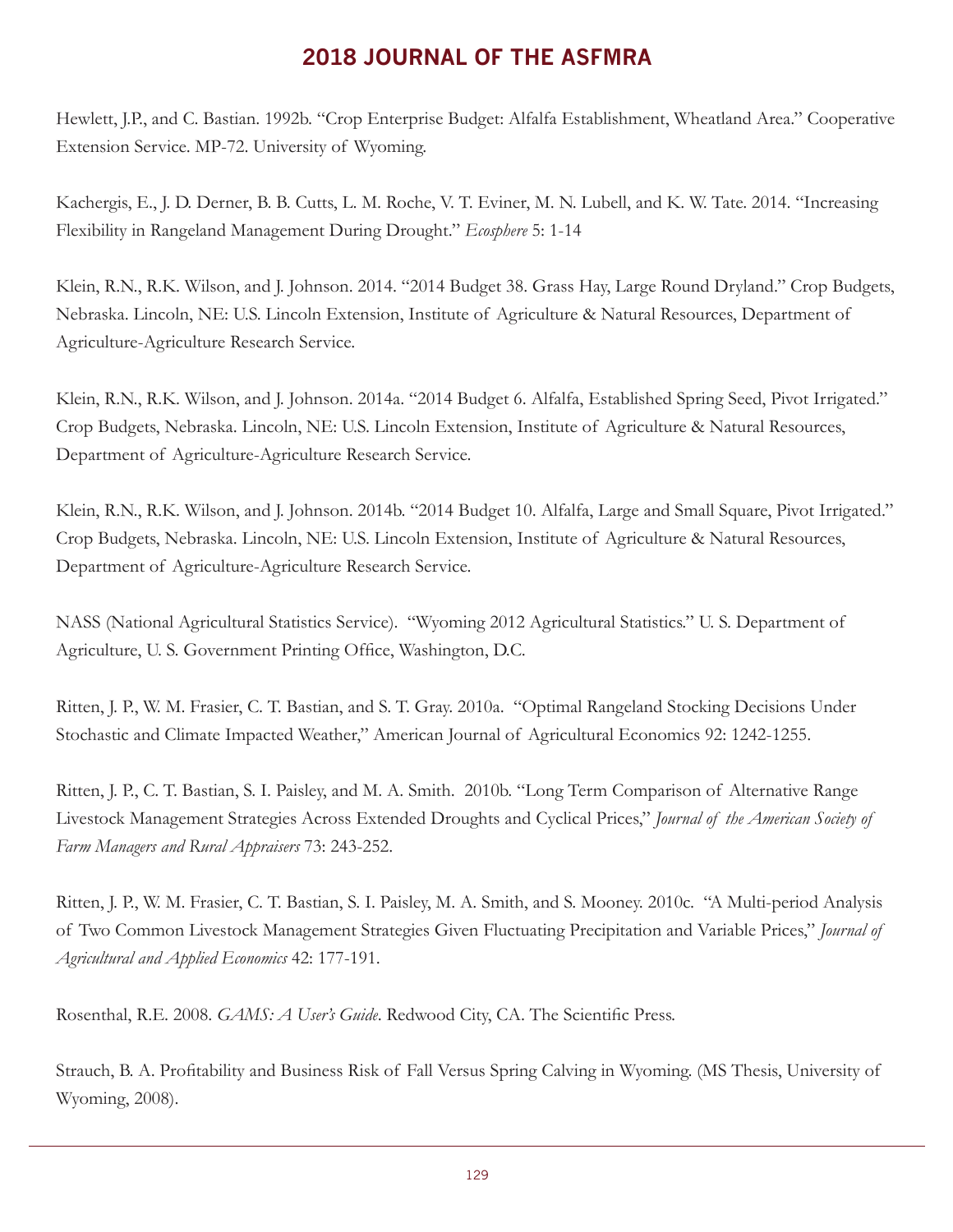Hewlett, J.P., and C. Bastian. 1992b. "Crop Enterprise Budget: Alfalfa Establishment, Wheatland Area." Cooperative Extension Service. MP-72. University of Wyoming.

Kachergis, E., J. D. Derner, B. B. Cutts, L. M. Roche, V. T. Eviner, M. N. Lubell, and K. W. Tate. 2014. "Increasing Flexibility in Rangeland Management During Drought." *Ecosphere* 5: 1-14

Klein, R.N., R.K. Wilson, and J. Johnson. 2014. "2014 Budget 38. Grass Hay, Large Round Dryland." Crop Budgets, Nebraska. Lincoln, NE: U.S. Lincoln Extension, Institute of Agriculture & Natural Resources, Department of Agriculture-Agriculture Research Service.

Klein, R.N., R.K. Wilson, and J. Johnson. 2014a. "2014 Budget 6. Alfalfa, Established Spring Seed, Pivot Irrigated." Crop Budgets, Nebraska. Lincoln, NE: U.S. Lincoln Extension, Institute of Agriculture & Natural Resources, Department of Agriculture-Agriculture Research Service.

Klein, R.N., R.K. Wilson, and J. Johnson. 2014b. "2014 Budget 10. Alfalfa, Large and Small Square, Pivot Irrigated." Crop Budgets, Nebraska. Lincoln, NE: U.S. Lincoln Extension, Institute of Agriculture & Natural Resources, Department of Agriculture-Agriculture Research Service.

NASS (National Agricultural Statistics Service). "Wyoming 2012 Agricultural Statistics." U. S. Department of Agriculture, U. S. Government Printing Office, Washington, D.C.

Ritten, J. P., W. M. Frasier, C. T. Bastian, and S. T. Gray. 2010a. "Optimal Rangeland Stocking Decisions Under Stochastic and Climate Impacted Weather," American Journal of Agricultural Economics 92: 1242-1255.

Ritten, J. P., C. T. Bastian, S. I. Paisley, and M. A. Smith. 2010b. "Long Term Comparison of Alternative Range Livestock Management Strategies Across Extended Droughts and Cyclical Prices," *Journal of the American Society of Farm Managers and Rural Appraisers* 73: 243-252.

Ritten, J. P., W. M. Frasier, C. T. Bastian, S. I. Paisley, M. A. Smith, and S. Mooney. 2010c. "A Multi-period Analysis of Two Common Livestock Management Strategies Given Fluctuating Precipitation and Variable Prices," *Journal of Agricultural and Applied Economics* 42: 177-191.

Rosenthal, R.E. 2008. *GAMS: A User's Guide*. Redwood City, CA. The Scientific Press.

Strauch, B. A. Profitability and Business Risk of Fall Versus Spring Calving in Wyoming. (MS Thesis, University of Wyoming, 2008).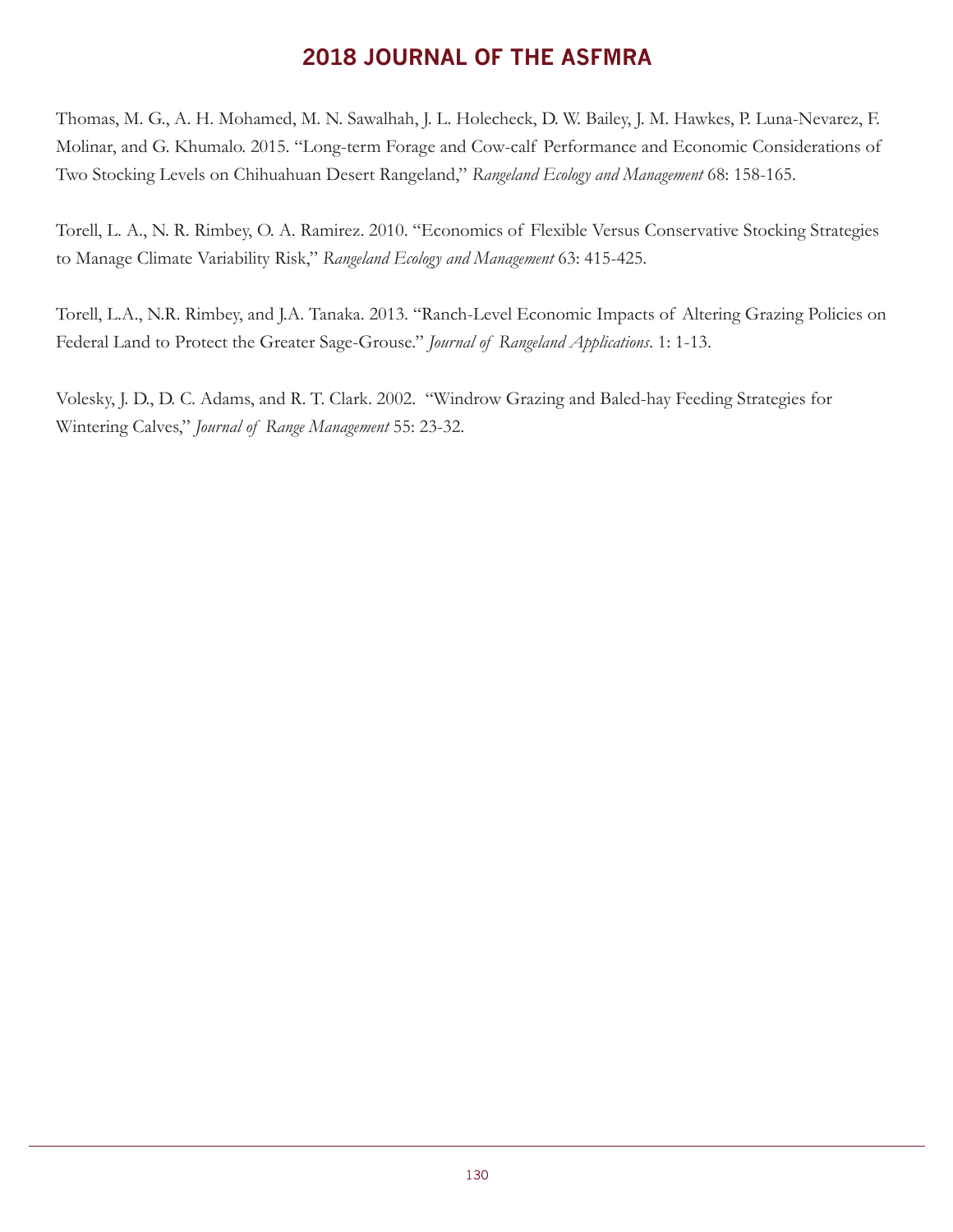Thomas, M. G., A. H. Mohamed, M. N. Sawalhah, J. L. Holecheck, D. W. Bailey, J. M. Hawkes, P. Luna-Nevarez, F. Molinar, and G. Khumalo. 2015. "Long-term Forage and Cow-calf Performance and Economic Considerations of Two Stocking Levels on Chihuahuan Desert Rangeland," *Rangeland Ecology and Management* 68: 158-165.

Torell, L. A., N. R. Rimbey, O. A. Ramirez. 2010. "Economics of Flexible Versus Conservative Stocking Strategies to Manage Climate Variability Risk," *Rangeland Ecology and Management* 63: 415-425.

Torell, L.A., N.R. Rimbey, and J.A. Tanaka. 2013. "Ranch-Level Economic Impacts of Altering Grazing Policies on Federal Land to Protect the Greater Sage-Grouse." *Journal of Rangeland Applications*. 1: 1-13.

Volesky, J. D., D. C. Adams, and R. T. Clark. 2002. "Windrow Grazing and Baled-hay Feeding Strategies for Wintering Calves," *Journal of Range Management* 55: 23-32.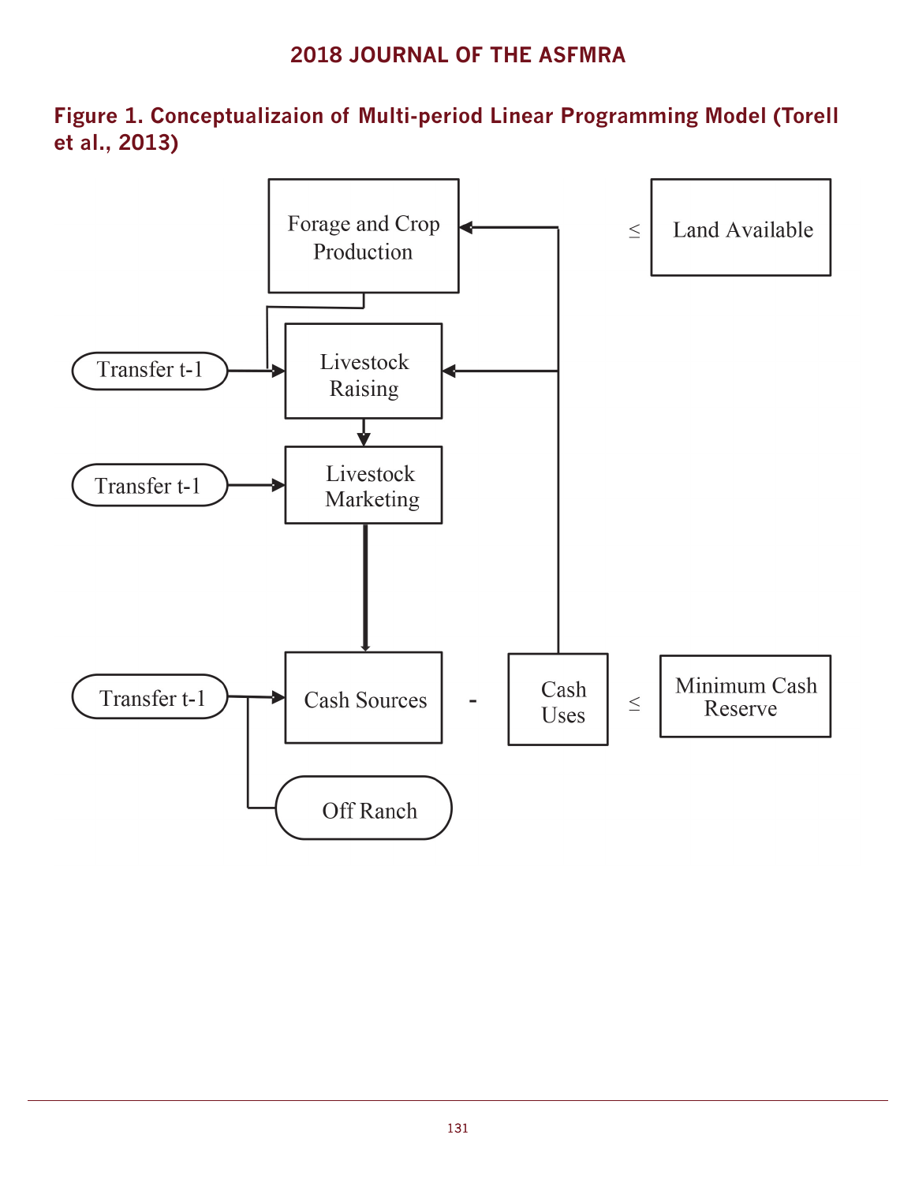**Figure 1. Conceptualizaion of Multi-period Linear Programming Model (Torell et al., 2013)**

Forage and Crop Production

≤ Land Available

Transfer t-1

Livestock Raising

Transfer t-1

Livestock Marketing

Transfer t-1

Cash Sources - Cash Uses ≤ Minimum Cash Reserve

Off Ranch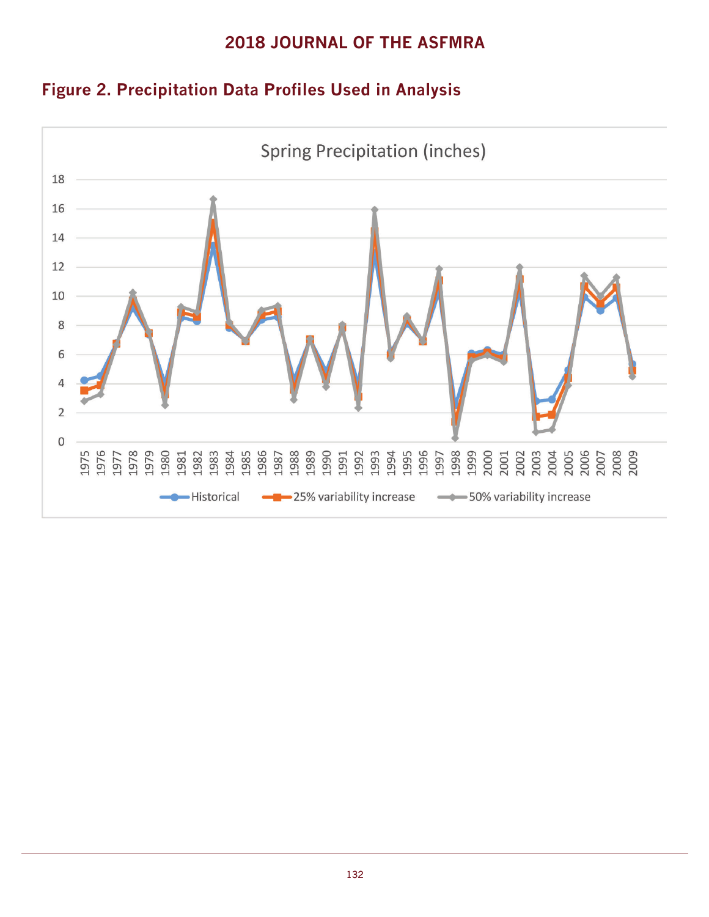## Figure 2. Precipitation Data Profiles Used in Analysis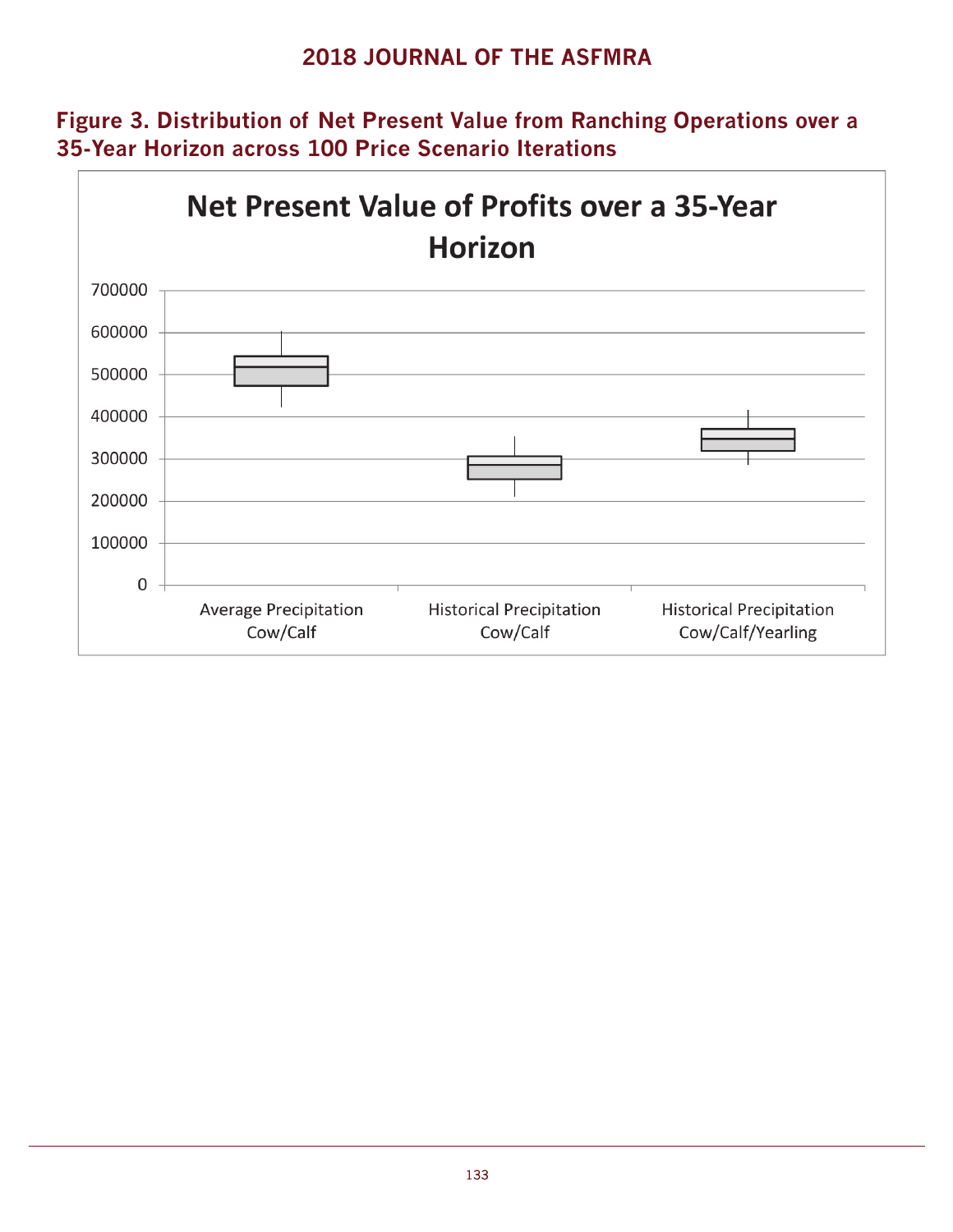**Figure 3. Distribution of Net Present Value from Ranching Operations over a 35-Year Horizon across 100 Price Scenario Iterations**

Net Present Value of Profits over a 35-Year Horizon

700000
600000
500000
400000
300000
200000
100000
0

Average Precipitation Cow/Calf

Historical Precipitation Cow/Calf

Historical Precipitation Cow/Calf/Yearling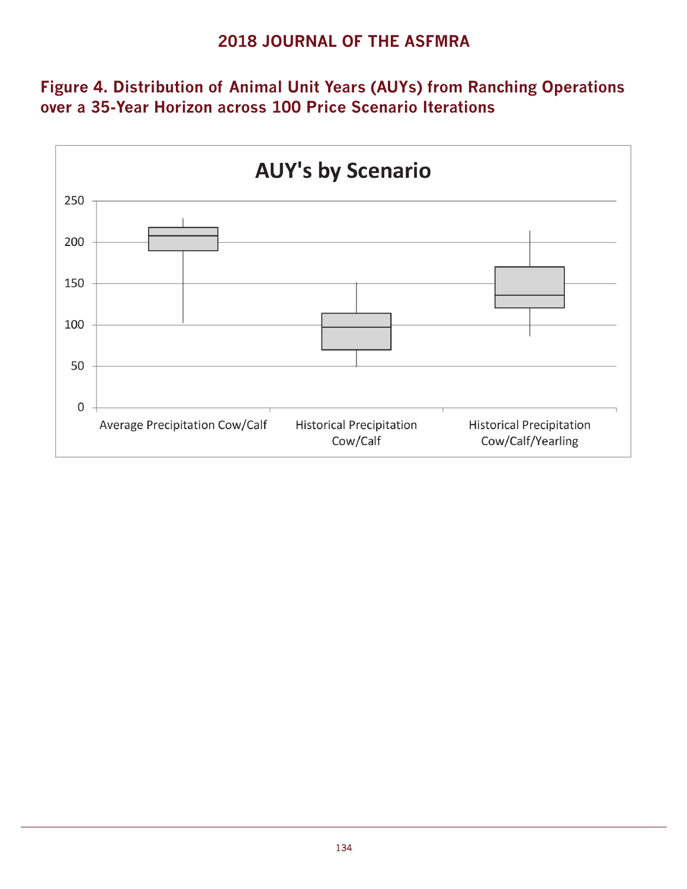**Figure 4. Distribution of Animal Unit Years (AUYs) from Ranching Operations over a 35-Year Horizon across 100 Price Scenario Iterations**

AUY's by Scenario

250

200

150

100

50

0

Average Precipitation Cow/Calf

Historical Precipitation Cow/Calf

Historical Precipitation Cow/Calf/Yearling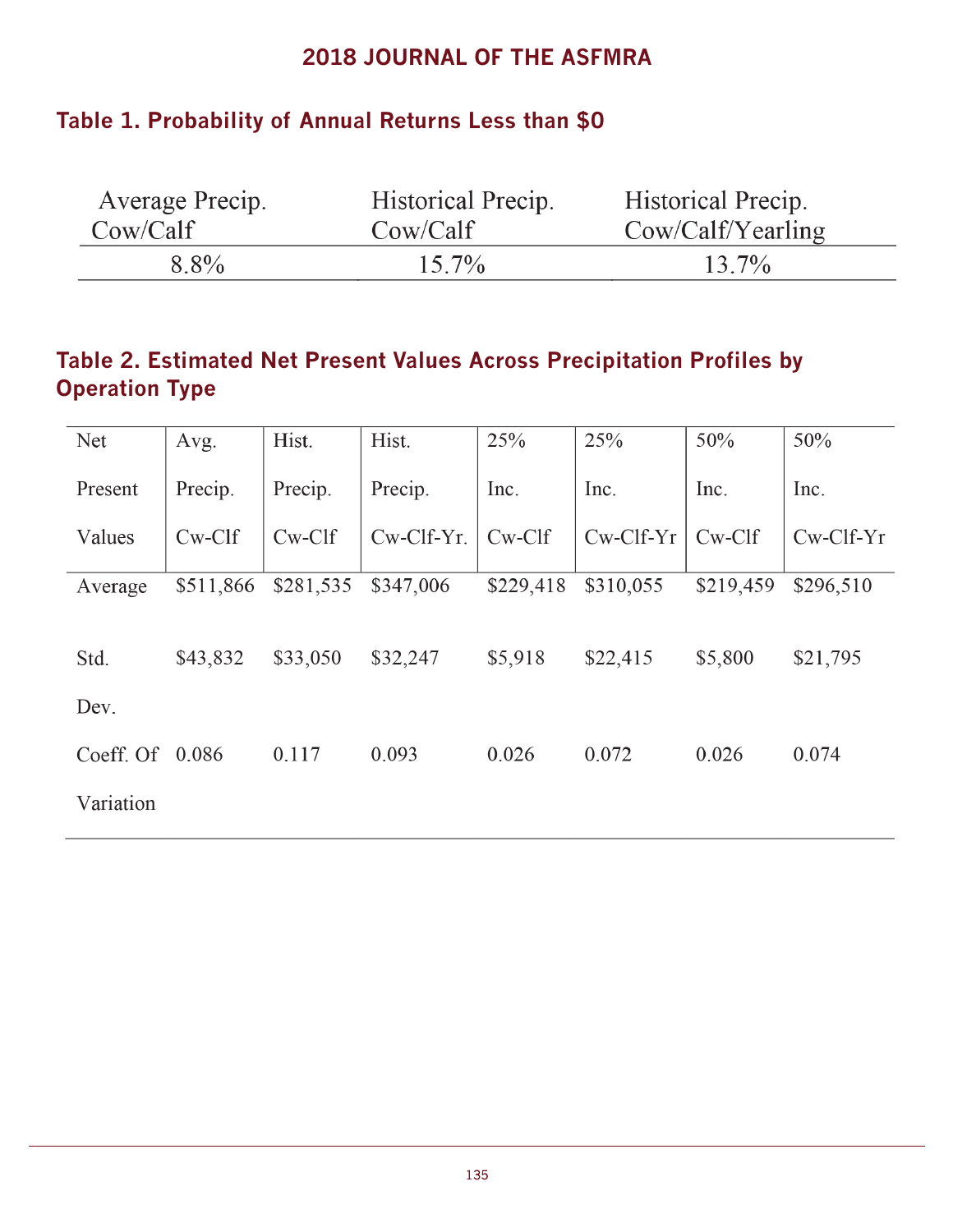### Table 1. Probability of Annual Returns Less than $0

| Average Precip. Cow/Calf | Historical Precip. Cow/Calf | Historical Precip. Cow/Calf/Yearling |
|---|---|---|
| 8.8% | 15.7% | 13.7% |

### Table 2. Estimated Net Present Values Across Precipitation Profiles by Operation Type

| Net Present Values | Avg. Precip. Cw-Clf | Hist. Precip. Cw-Clf | Hist. Precip. Cw-Clf-Yr. | 25% Inc. Cw-Clf | 25% Inc. Cw-Clf-Yr | 50% Inc. Cw-Clf | 50% Inc. Cw-Clf-Yr |
|---|---|---|---|---|---|---|---|
| Average | $511,866 | $281,535 | $347,006 | $229,418 | $310,055 | $219,459 | $296,510 |
| Std. Dev. | $43,832 | $33,050 | $32,247 | $5,918 | $22,415 | $5,800 | $21,795 |
| Coeff. Of Variation | 0.086 | 0.117 | 0.093 | 0.026 | 0.072 | 0.026 | 0.074 |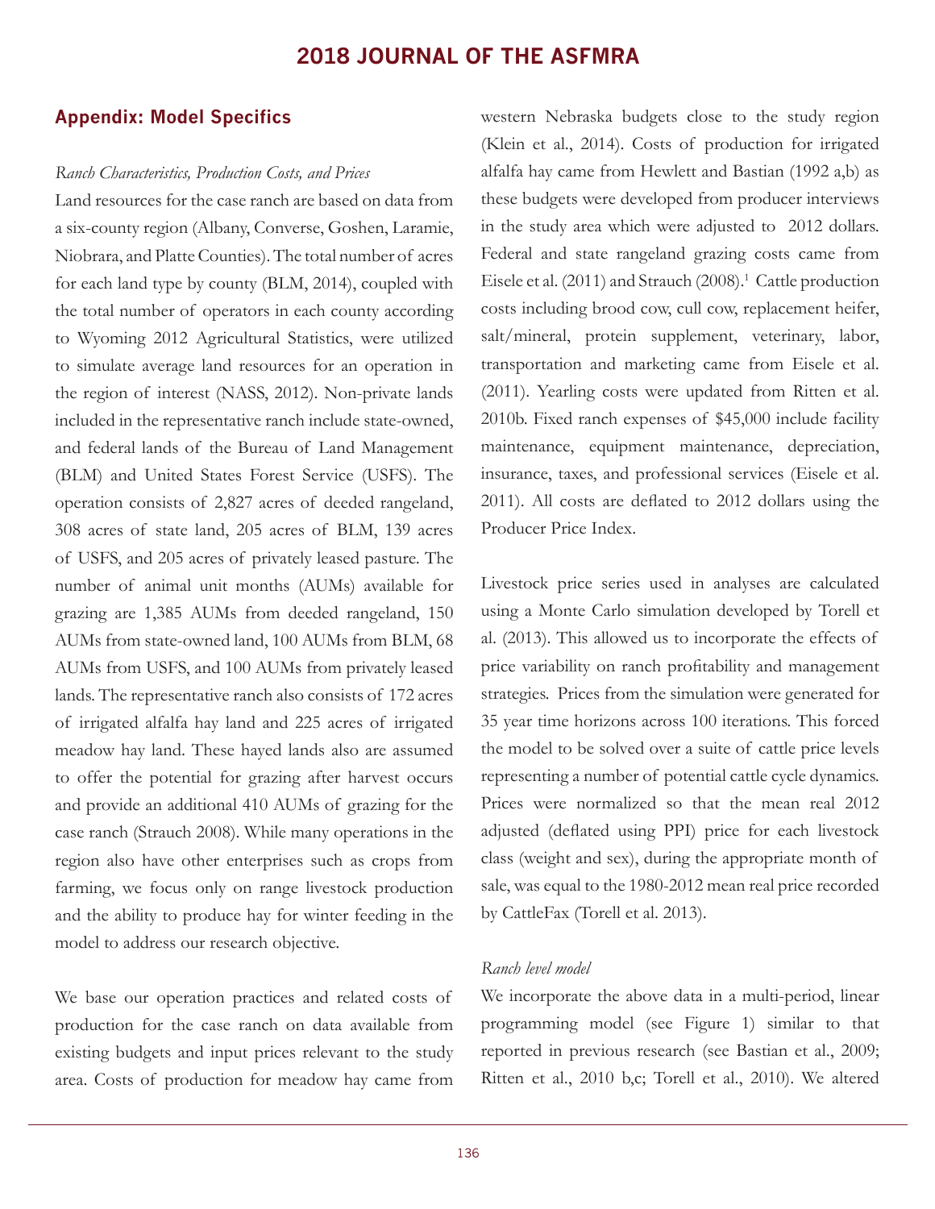## Appendix: Model Specifics

*Ranch Characteristics, Production Costs, and Prices*

Land resources for the case ranch are based on data from a six-county region (Albany, Converse, Goshen, Laramie, Niobrara, and Platte Counties). The total number of acres for each land type by county (BLM, 2014), coupled with the total number of operators in each county according to Wyoming 2012 Agricultural Statistics, were utilized to simulate average land resources for an operation in the region of interest (NASS, 2012). Non-private lands included in the representative ranch include state-owned, and federal lands of the Bureau of Land Management (BLM) and United States Forest Service (USFS). The operation consists of 2,827 acres of deeded rangeland, 308 acres of state land, 205 acres of BLM, 139 acres of USFS, and 205 acres of privately leased pasture. The number of animal unit months (AUMs) available for grazing are 1,385 AUMs from deeded rangeland, 150 AUMs from state-owned land, 100 AUMs from BLM, 68 AUMs from USFS, and 100 AUMs from privately leased lands. The representative ranch also consists of 172 acres of irrigated alfalfa hay land and 225 acres of irrigated meadow hay land. These hayed lands also are assumed to offer the potential for grazing after harvest occurs and provide an additional 410 AUMs of grazing for the case ranch (Strauch 2008). While many operations in the region also have other enterprises such as crops from farming, we focus only on range livestock production and the ability to produce hay for winter feeding in the model to address our research objective.

We base our operation practices and related costs of production for the case ranch on data available from existing budgets and input prices relevant to the study area. Costs of production for meadow hay came from western Nebraska budgets close to the study region (Klein et al., 2014). Costs of production for irrigated alfalfa hay came from Hewlett and Bastian (1992 a,b) as these budgets were developed from producer interviews in the study area which were adjusted to 2012 dollars. Federal and state rangeland grazing costs came from Eisele et al. (2011) and Strauch (2008).[1] Cattle production costs including brood cow, cull cow, replacement heifer, salt/mineral, protein supplement, veterinary, labor, transportation and marketing came from Eisele et al. (2011). Yearling costs were updated from Ritten et al. 2010b. Fixed ranch expenses of $45,000 include facility maintenance, equipment maintenance, depreciation, insurance, taxes, and professional services (Eisele et al. 2011). All costs are deflated to 2012 dollars using the Producer Price Index.

Livestock price series used in analyses are calculated using a Monte Carlo simulation developed by Torell et al. (2013). This allowed us to incorporate the effects of price variability on ranch profitability and management strategies. Prices from the simulation were generated for 35 year time horizons across 100 iterations. This forced the model to be solved over a suite of cattle price levels representing a number of potential cattle cycle dynamics. Prices were normalized so that the mean real 2012 adjusted (deflated using PPI) price for each livestock class (weight and sex), during the appropriate month of sale, was equal to the 1980-2012 mean real price recorded by CattleFax (Torell et al. 2013).

*Ranch level model*

We incorporate the above data in a multi-period, linear programming model (see Figure 1) similar to that reported in previous research (see Bastian et al., 2009; Ritten et al., 2010 b,c; Torell et al., 2010). We altered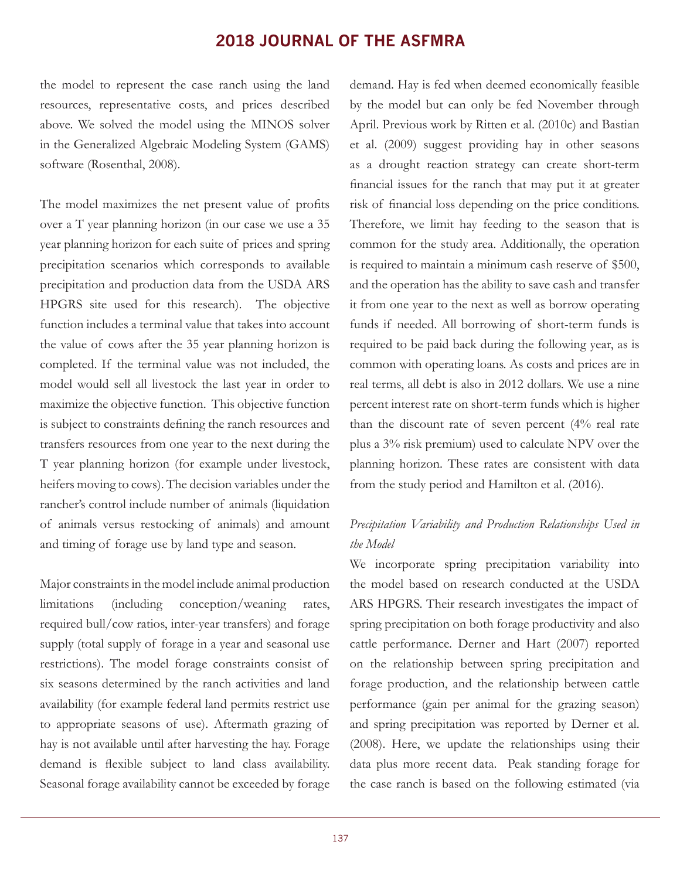the model to represent the case ranch using the land resources, representative costs, and prices described above. We solved the model using the MINOS solver in the Generalized Algebraic Modeling System (GAMS) software (Rosenthal, 2008).

The model maximizes the net present value of profits over a T year planning horizon (in our case we use a 35 year planning horizon for each suite of prices and spring precipitation scenarios which corresponds to available precipitation and production data from the USDA ARS HPGRS site used for this research). The objective function includes a terminal value that takes into account the value of cows after the 35 year planning horizon is completed. If the terminal value was not included, the model would sell all livestock the last year in order to maximize the objective function. This objective function is subject to constraints defining the ranch resources and transfers resources from one year to the next during the T year planning horizon (for example under livestock, heifers moving to cows). The decision variables under the rancher's control include number of animals (liquidation of animals versus restocking of animals) and amount and timing of forage use by land type and season.

Major constraints in the model include animal production limitations (including conception/weaning rates, required bull/cow ratios, inter-year transfers) and forage supply (total supply of forage in a year and seasonal use restrictions). The model forage constraints consist of six seasons determined by the ranch activities and land availability (for example federal land permits restrict use to appropriate seasons of use). Aftermath grazing of hay is not available until after harvesting the hay. Forage demand is flexible subject to land class availability. Seasonal forage availability cannot be exceeded by forage demand. Hay is fed when deemed economically feasible by the model but can only be fed November through April. Previous work by Ritten et al. (2010c) and Bastian et al. (2009) suggest providing hay in other seasons as a drought reaction strategy can create short-term financial issues for the ranch that may put it at greater risk of financial loss depending on the price conditions. Therefore, we limit hay feeding to the season that is common for the study area. Additionally, the operation is required to maintain a minimum cash reserve of $500, and the operation has the ability to save cash and transfer it from one year to the next as well as borrow operating funds if needed. All borrowing of short-term funds is required to be paid back during the following year, as is common with operating loans. As costs and prices are in real terms, all debt is also in 2012 dollars. We use a nine percent interest rate on short-term funds which is higher than the discount rate of seven percent (4% real rate plus a 3% risk premium) used to calculate NPV over the planning horizon. These rates are consistent with data from the study period and Hamilton et al. (2016).

*Precipitation Variability and Production Relationships Used in the Model*

We incorporate spring precipitation variability into the model based on research conducted at the USDA ARS HPGRS. Their research investigates the impact of spring precipitation on both forage productivity and also cattle performance. Derner and Hart (2007) reported on the relationship between spring precipitation and forage production, and the relationship between cattle performance (gain per animal for the grazing season) and spring precipitation was reported by Derner et al. (2008). Here, we update the relationships using their data plus more recent data. Peak standing forage for the case ranch is based on the following estimated (via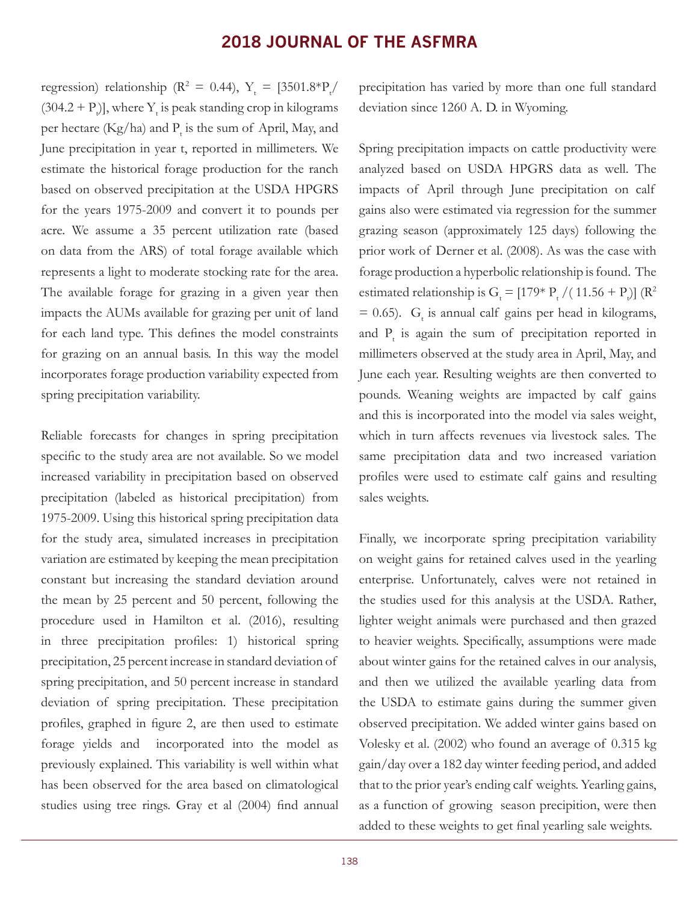regression) relationship ($R^2 = 0.44$), $Y_t = [3501.8*P_t/(304.2 + P_t)]$, where $Y_t$ is peak standing crop in kilograms per hectare (Kg/ha) and $P_t$ is the sum of April, May, and June precipitation in year t, reported in millimeters. We estimate the historical forage production for the ranch based on observed precipitation at the USDA HPGRS for the years 1975-2009 and convert it to pounds per acre. We assume a 35 percent utilization rate (based on data from the ARS) of total forage available which represents a light to moderate stocking rate for the area. The available forage for grazing in a given year then impacts the AUMs available for grazing per unit of land for each land type. This defines the model constraints for grazing on an annual basis. In this way the model incorporates forage production variability expected from spring precipitation variability.

Reliable forecasts for changes in spring precipitation specific to the study area are not available. So we model increased variability in precipitation based on observed precipitation (labeled as historical precipitation) from 1975-2009. Using this historical spring precipitation data for the study area, simulated increases in precipitation variation are estimated by keeping the mean precipitation constant but increasing the standard deviation around the mean by 25 percent and 50 percent, following the procedure used in Hamilton et al. (2016), resulting in three precipitation profiles: 1) historical spring precipitation, 25 percent increase in standard deviation of spring precipitation, and 50 percent increase in standard deviation of spring precipitation. These precipitation profiles, graphed in figure 2, are then used to estimate forage yields and incorporated into the model as previously explained. This variability is well within what has been observed for the area based on climatological studies using tree rings. Gray et al (2004) find annual precipitation has varied by more than one full standard deviation since 1260 A. D. in Wyoming.

Spring precipitation impacts on cattle productivity were analyzed based on USDA HPGRS data as well. The impacts of April through June precipitation on calf gains also were estimated via regression for the summer grazing season (approximately 125 days) following the prior work of Derner et al. (2008). As was the case with forage production a hyperbolic relationship is found. The estimated relationship is $G_t = [179* P_t /( 11.56 + P_t)]$ ($R^2 = 0.65$). $G_t$ is annual calf gains per head in kilograms, and $P_t$ is again the sum of precipitation reported in millimeters observed at the study area in April, May, and June each year. Resulting weights are then converted to pounds. Weaning weights are impacted by calf gains and this is incorporated into the model via sales weight, which in turn affects revenues via livestock sales. The same precipitation data and two increased variation profiles were used to estimate calf gains and resulting sales weights.

Finally, we incorporate spring precipitation variability on weight gains for retained calves used in the yearling enterprise. Unfortunately, calves were not retained in the studies used for this analysis at the USDA. Rather, lighter weight animals were purchased and then grazed to heavier weights. Specifically, assumptions were made about winter gains for the retained calves in our analysis, and then we utilized the available yearling data from the USDA to estimate gains during the summer given observed precipitation. We added winter gains based on Volesky et al. (2002) who found an average of 0.315 kg gain/day over a 182 day winter feeding period, and added that to the prior year's ending calf weights. Yearling gains, as a function of growing season precipition, were then added to these weights to get final yearling sale weights.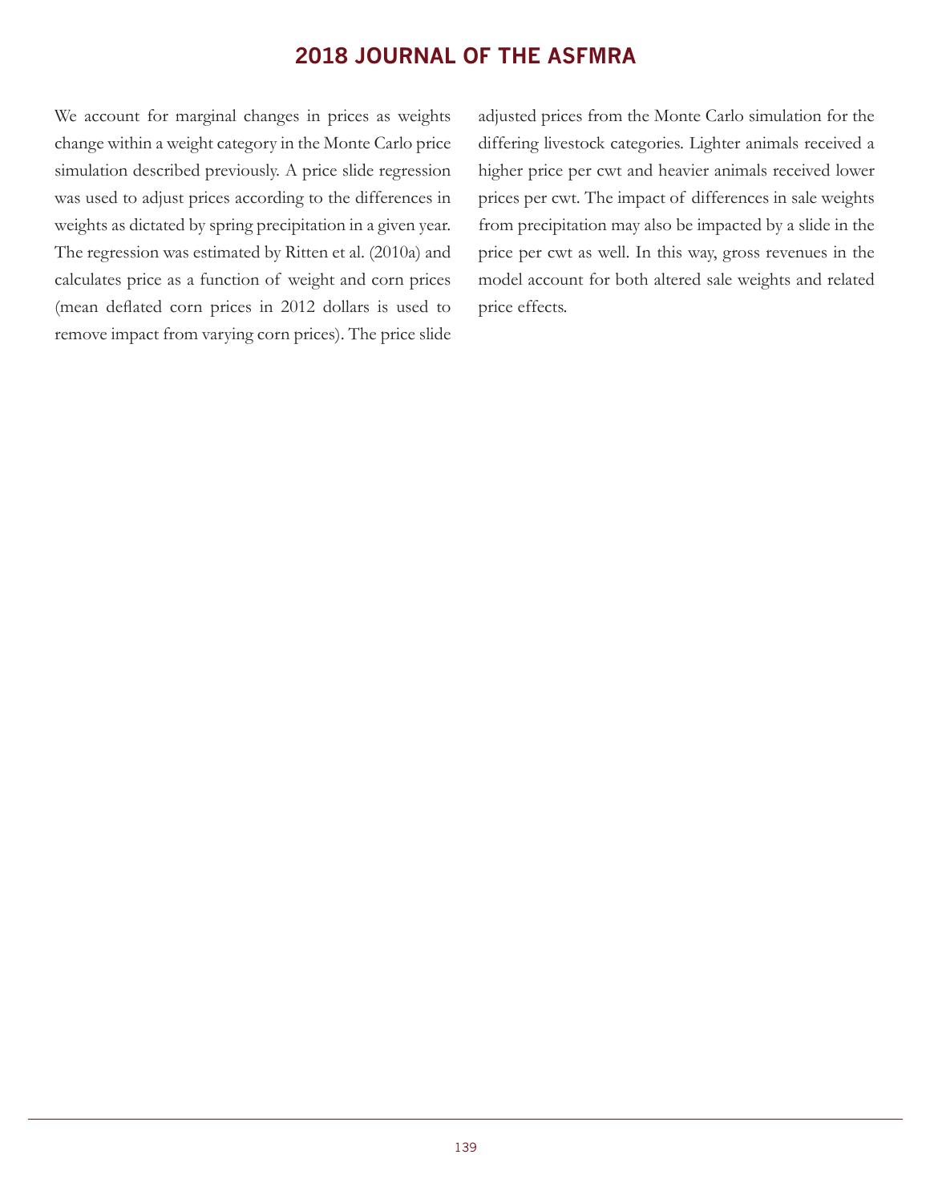We account for marginal changes in prices as weights change within a weight category in the Monte Carlo price simulation described previously. A price slide regression was used to adjust prices according to the differences in weights as dictated by spring precipitation in a given year. The regression was estimated by Ritten et al. (2010a) and calculates price as a function of weight and corn prices (mean deflated corn prices in 2012 dollars is used to remove impact from varying corn prices). The price slide adjusted prices from the Monte Carlo simulation for the differing livestock categories. Lighter animals received a higher price per cwt and heavier animals received lower prices per cwt. The impact of differences in sale weights from precipitation may also be impacted by a slide in the price per cwt as well. In this way, gross revenues in the model account for both altered sale weights and related price effects.